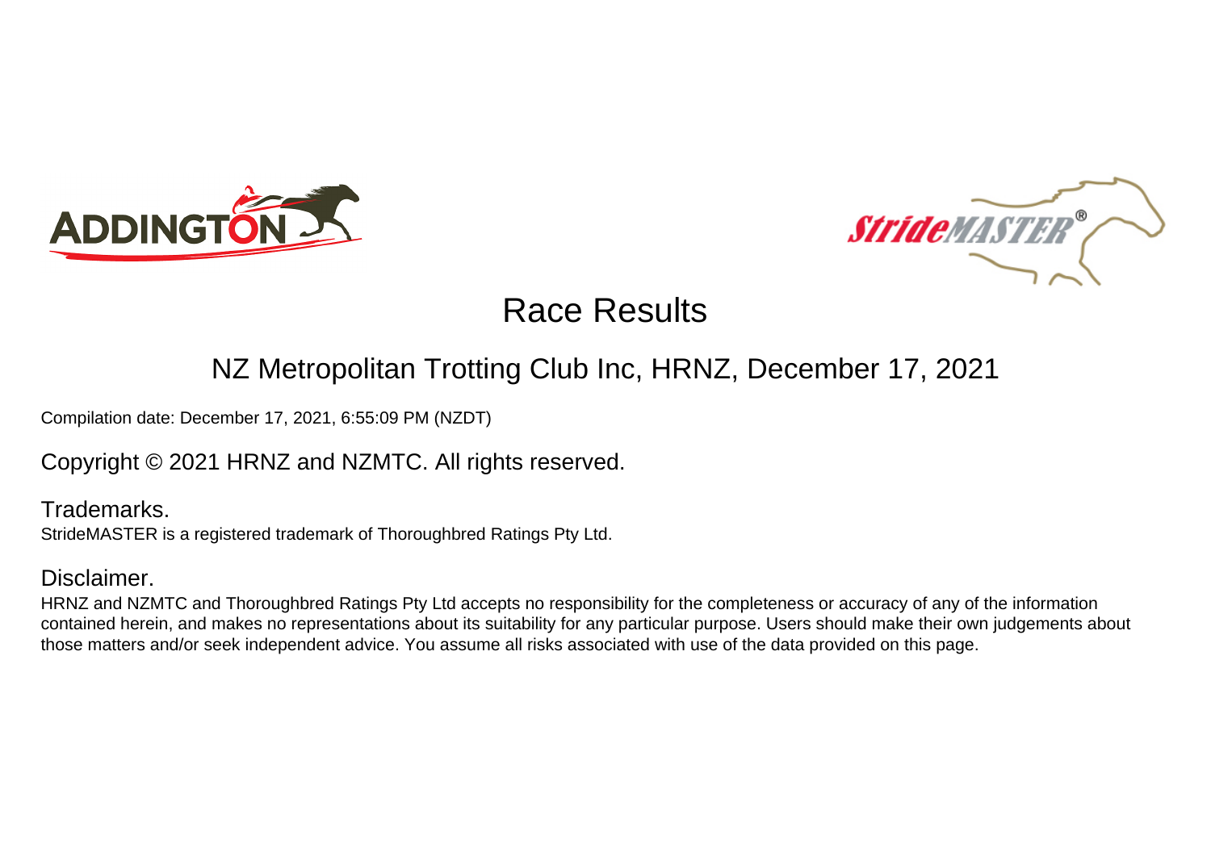# Race Results

## NZ Metropolitan Trotting Club Inc, HRNZ, December 17, 2021

Compilation date: December 17, 2021, 6:55:09 PM (NZDT)

Copyright © 2021 HRNZ and NZMTC. All rights reserved.

### Trademarks.

StrideMASTER is a registered trademark of Thoroughbred Ratings Pty Ltd.

### Disclaimer.

HRNZ and NZMTC and Thoroughbred Ratings Pty Ltd accepts no responsibility for the completeness or accuracy of any of the information contained herein, and makes no representations about its suitability for any particular purpose. Users should make their own judgements about those matters and/or seek independent advice. You assume all risks associated with use of the data provided on this page.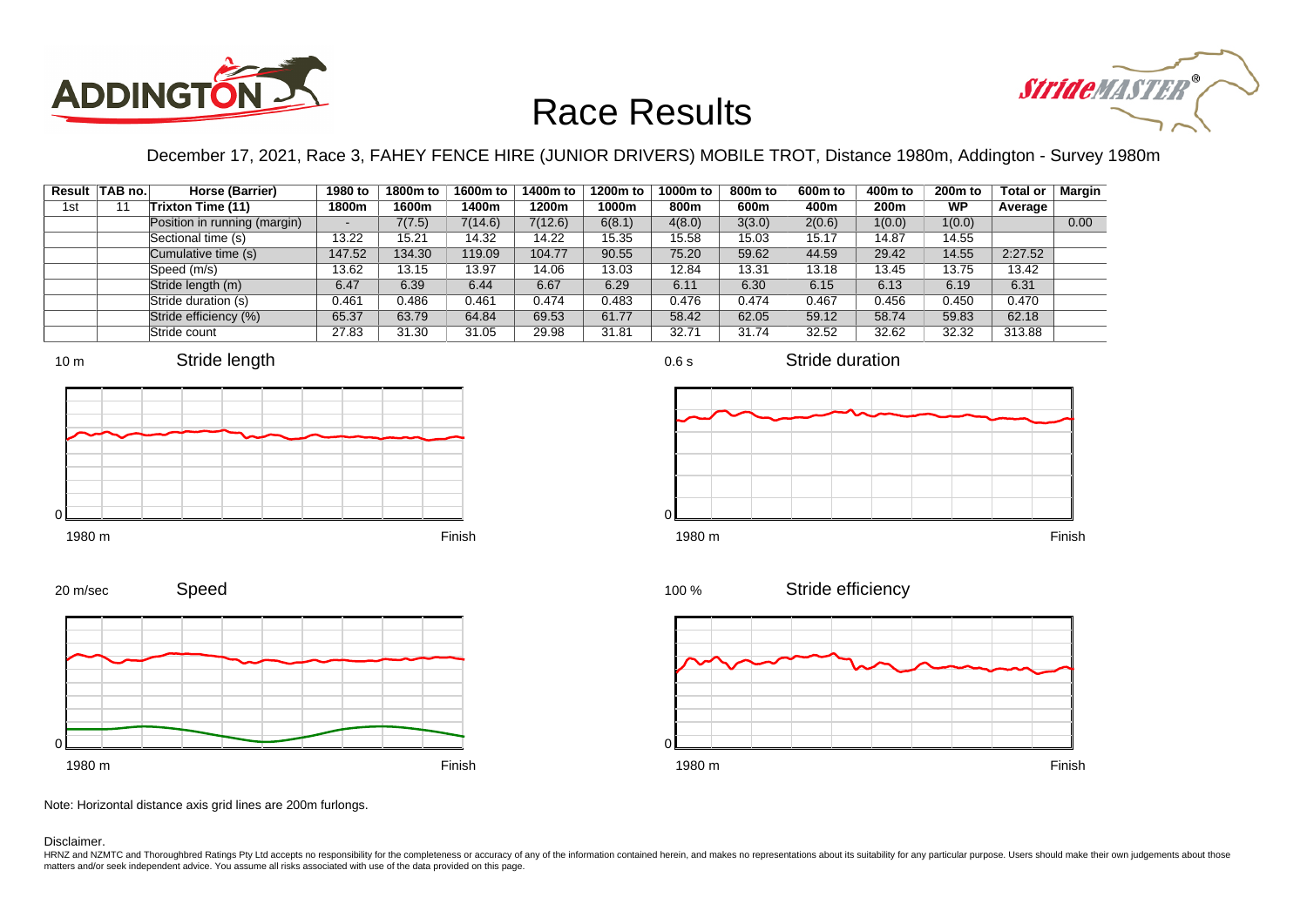# Race Results

December 17, 2021, Race 3, FAHEY FENCE HIRE (JUNIOR DRIVERS) MOBILE TROT, Distance 1980m, Addington - Survey 1980m

| Result | TAB no. | Horse (Barrier) | 1980 to 1800m | 1800m to 1600m | 1600m to 1400m | 1400m to 1200m | 1200m to 1000m | 1000m to 800m | 800m to 600m | 600m to 400m | 400m to 200m | 200m to WP | Total or Average | Margin |
|---|---|---|---|---|---|---|---|---|---|---|---|---|---|---|
| 1st | 11 | Trixton Time (11) | | | | | | | | | | | | |
| | | Position in running (margin) | - | 7(7.5) | 7(14.6) | 7(12.6) | 6(8.1) | 4(8.0) | 3(3.0) | 2(0.6) | 1(0.0) | 1(0.0) | | 0.00 |
| | | Sectional time (s) | 13.22 | 15.21 | 14.32 | 14.22 | 15.35 | 15.58 | 15.03 | 15.17 | 14.87 | 14.55 | | |
| | | Cumulative time (s) | 147.52 | 134.30 | 119.09 | 104.77 | 90.55 | 75.20 | 59.62 | 44.59 | 29.42 | 14.55 | 2:27.52 | |
| | | Speed (m/s) | 13.62 | 13.15 | 13.97 | 14.06 | 13.03 | 12.84 | 13.31 | 13.18 | 13.45 | 13.75 | 13.42 | |
| | | Stride length (m) | 6.47 | 6.39 | 6.44 | 6.67 | 6.29 | 6.11 | 6.30 | 6.15 | 6.13 | 6.19 | 6.31 | |
| | | Stride duration (s) | 0.461 | 0.486 | 0.461 | 0.474 | 0.483 | 0.476 | 0.474 | 0.467 | 0.456 | 0.450 | 0.470 | |
| | | Stride efficiency (%) | 65.37 | 63.79 | 64.84 | 69.53 | 61.77 | 58.42 | 62.05 | 59.12 | 58.74 | 59.83 | 62.18 | |
| | | Stride count | 27.83 | 31.30 | 31.05 | 29.98 | 31.81 | 32.71 | 31.74 | 32.52 | 32.62 | 32.32 | 313.88 | |

Stride length (10 m scale, 0; 1980 m to Finish)

Stride duration (0.6 s scale, 0; 1980 m to Finish)

Speed (20 m/sec scale, 0; 1980 m to Finish)

Stride efficiency (100 % scale, 0; 1980 m to Finish)

Note: Horizontal distance axis grid lines are 200m furlongs.

Disclaimer.

HRNZ and NZMTC and Thoroughbred Ratings Pty Ltd accepts no responsibility for the completeness or accuracy of any of the information contained herein, and makes no representations about its suitability for any particular purpose. Users should make their own judgements about those matters and/or seek independent advice. You assume all risks associated with use of the data provided on this page.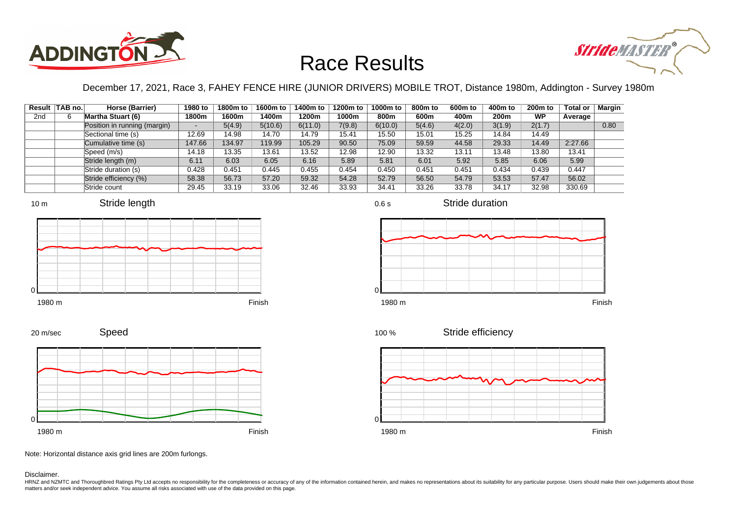# Race Results

December 17, 2021, Race 3, FAHEY FENCE HIRE (JUNIOR DRIVERS) MOBILE TROT, Distance 1980m, Addington - Survey 1980m

| Result | TAB no. | Horse (Barrier) | 1980 to 1800m | 1800m to 1600m | 1600m to 1400m | 1400m to 1200m | 1200m to 1000m | 1000m to 800m | 800m to 600m | 600m to 400m | 400m to 200m | 200m to WP | Total or Average | Margin |
|---|---|---|---|---|---|---|---|---|---|---|---|---|---|---|
| 2nd | 6 | **Martha Stuart (6)** | | | | | | | | | | | | |
| | | Position in running (margin) | - | 5(4.9) | 5(10.6) | 6(11.0) | 7(9.8) | 6(10.0) | 5(4.6) | 4(2.0) | 3(1.9) | 2(1.7) | | 0.80 |
| | | Sectional time (s) | 12.69 | 14.98 | 14.70 | 14.79 | 15.41 | 15.50 | 15.01 | 15.25 | 14.84 | 14.49 | | |
| | | Cumulative time (s) | 147.66 | 134.97 | 119.99 | 105.29 | 90.50 | 75.09 | 59.59 | 44.58 | 29.33 | 14.49 | 2:27.66 | |
| | | Speed (m/s) | 14.18 | 13.35 | 13.61 | 13.52 | 12.98 | 12.90 | 13.32 | 13.11 | 13.48 | 13.80 | 13.41 | |
| | | Stride length (m) | 6.11 | 6.03 | 6.05 | 6.16 | 5.89 | 5.81 | 6.01 | 5.92 | 5.85 | 6.06 | 5.99 | |
| | | Stride duration (s) | 0.428 | 0.451 | 0.445 | 0.455 | 0.454 | 0.450 | 0.451 | 0.451 | 0.434 | 0.439 | 0.447 | |
| | | Stride efficiency (%) | 58.38 | 56.73 | 57.20 | 59.32 | 54.28 | 52.79 | 56.50 | 54.79 | 53.53 | 57.47 | 56.02 | |
| | | Stride count | 29.45 | 33.19 | 33.06 | 32.46 | 33.93 | 34.41 | 33.26 | 33.78 | 34.17 | 32.98 | 330.69 | |

Note: Horizontal distance axis grid lines are 200m furlongs.

Disclaimer.

HRNZ and NZMTC and Thoroughbred Ratings Pty Ltd accepts no responsibility for the completeness or accuracy of any of the information contained herein, and makes no representations about its suitability for any particular purpose. Users should make their own judgements about those matters and/or seek independent advice. You assume all risks associated with use of the data provided on this page.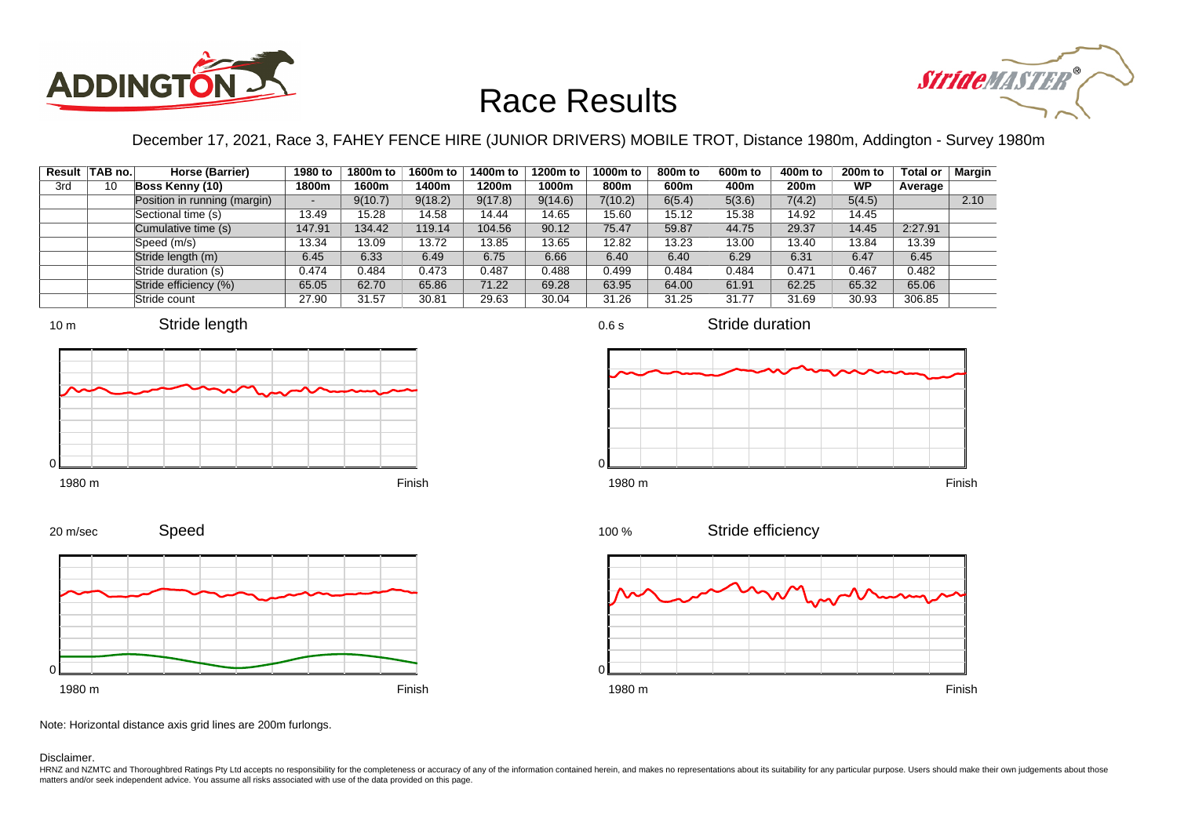# Race Results

December 17, 2021, Race 3, FAHEY FENCE HIRE (JUNIOR DRIVERS) MOBILE TROT, Distance 1980m, Addington - Survey 1980m

| Result | TAB no. | Horse (Barrier) | 1980 to 1800m | 1800m to 1600m | 1600m to 1400m | 1400m to 1200m | 1200m to 1000m | 1000m to 800m | 800m to 600m | 600m to 400m | 400m to 200m | 200m to WP | Total or Average | Margin |
|---|---|---|---|---|---|---|---|---|---|---|---|---|---|---|
| 3rd | 10 | **Boss Kenny (10)** | | | | | | | | | | | | |
| | | Position in running (margin) | - | 9(10.7) | 9(18.2) | 9(17.8) | 9(14.6) | 7(10.2) | 6(5.4) | 5(3.6) | 7(4.2) | 5(4.5) | | 2.10 |
| | | Sectional time (s) | 13.49 | 15.28 | 14.58 | 14.44 | 14.65 | 15.60 | 15.12 | 15.38 | 14.92 | 14.45 | | |
| | | Cumulative time (s) | 147.91 | 134.42 | 119.14 | 104.56 | 90.12 | 75.47 | 59.87 | 44.75 | 29.37 | 14.45 | 2:27.91 | |
| | | Speed (m/s) | 13.34 | 13.09 | 13.72 | 13.85 | 13.65 | 12.82 | 13.23 | 13.00 | 13.40 | 13.84 | 13.39 | |
| | | Stride length (m) | 6.45 | 6.33 | 6.49 | 6.75 | 6.66 | 6.40 | 6.40 | 6.29 | 6.31 | 6.47 | 6.45 | |
| | | Stride duration (s) | 0.474 | 0.484 | 0.473 | 0.487 | 0.488 | 0.499 | 0.484 | 0.484 | 0.471 | 0.467 | 0.482 | |
| | | Stride efficiency (%) | 65.05 | 62.70 | 65.86 | 71.22 | 69.28 | 63.95 | 64.00 | 61.91 | 62.25 | 65.32 | 65.06 | |
| | | Stride count | 27.90 | 31.57 | 30.81 | 29.63 | 30.04 | 31.26 | 31.25 | 31.77 | 31.69 | 30.93 | 306.85 | |

Note: Horizontal distance axis grid lines are 200m furlongs.

Disclaimer.

HRNZ and NZMTC and Thoroughbred Ratings Pty Ltd accepts no responsibility for the completeness or accuracy of any of the information contained herein, and makes no representations about its suitability for any particular purpose. Users should make their own judgements about those matters and/or seek independent advice. You assume all risks associated with use of the data provided on this page.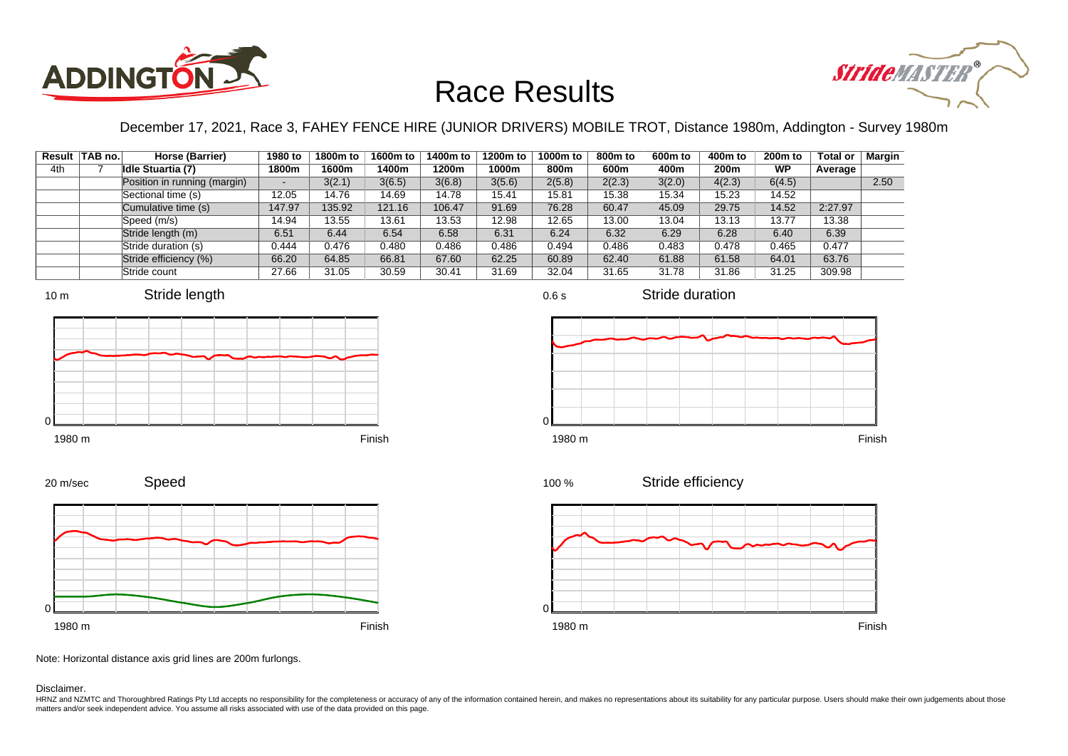# Race Results

December 17, 2021, Race 3, FAHEY FENCE HIRE (JUNIOR DRIVERS) MOBILE TROT, Distance 1980m, Addington - Survey 1980m

| Result | TAB no. | Horse (Barrier) | 1980 to 1800m | 1800m to 1600m | 1600m to 1400m | 1400m to 1200m | 1200m to 1000m | 1000m to 800m | 800m to 600m | 600m to 400m | 400m to 200m | 200m to WP | Total or Average | Margin |
|---|---|---|---|---|---|---|---|---|---|---|---|---|---|---|
| 4th | 7 | **Idle Stuartia (7)** | | | | | | | | | | | | |
| | | Position in running (margin) | - | 3(2.1) | 3(6.5) | 3(6.8) | 3(5.6) | 2(5.8) | 2(2.3) | 3(2.0) | 4(2.3) | 6(4.5) | | 2.50 |
| | | Sectional time (s) | 12.05 | 14.76 | 14.69 | 14.78 | 15.41 | 15.81 | 15.38 | 15.34 | 15.23 | 14.52 | | |
| | | Cumulative time (s) | 147.97 | 135.92 | 121.16 | 106.47 | 91.69 | 76.28 | 60.47 | 45.09 | 29.75 | 14.52 | 2:27.97 | |
| | | Speed (m/s) | 14.94 | 13.55 | 13.61 | 13.53 | 12.98 | 12.65 | 13.00 | 13.04 | 13.13 | 13.77 | 13.38 | |
| | | Stride length (m) | 6.51 | 6.44 | 6.54 | 6.58 | 6.31 | 6.24 | 6.32 | 6.29 | 6.28 | 6.40 | 6.39 | |
| | | Stride duration (s) | 0.444 | 0.476 | 0.480 | 0.486 | 0.486 | 0.494 | 0.486 | 0.483 | 0.478 | 0.465 | 0.477 | |
| | | Stride efficiency (%) | 66.20 | 64.85 | 66.81 | 67.60 | 62.25 | 60.89 | 62.40 | 61.88 | 61.58 | 64.01 | 63.76 | |
| | | Stride count | 27.66 | 31.05 | 30.59 | 30.41 | 31.69 | 32.04 | 31.65 | 31.78 | 31.86 | 31.25 | 309.98 | |

Stride length (10 m scale; 1980 m to Finish)

Stride duration (0.6 s scale; 1980 m to Finish)

Speed (20 m/sec scale; 1980 m to Finish)

Stride efficiency (100 % scale; 1980 m to Finish)

Note: Horizontal distance axis grid lines are 200m furlongs.

Disclaimer.

HRNZ and NZMTC and Thoroughbred Ratings Pty Ltd accepts no responsibility for the completeness or accuracy of any of the information contained herein, and makes no representations about its suitability for any particular purpose. Users should make their own judgements about those matters and/or seek independent advice. You assume all risks associated with use of the data provided on this page.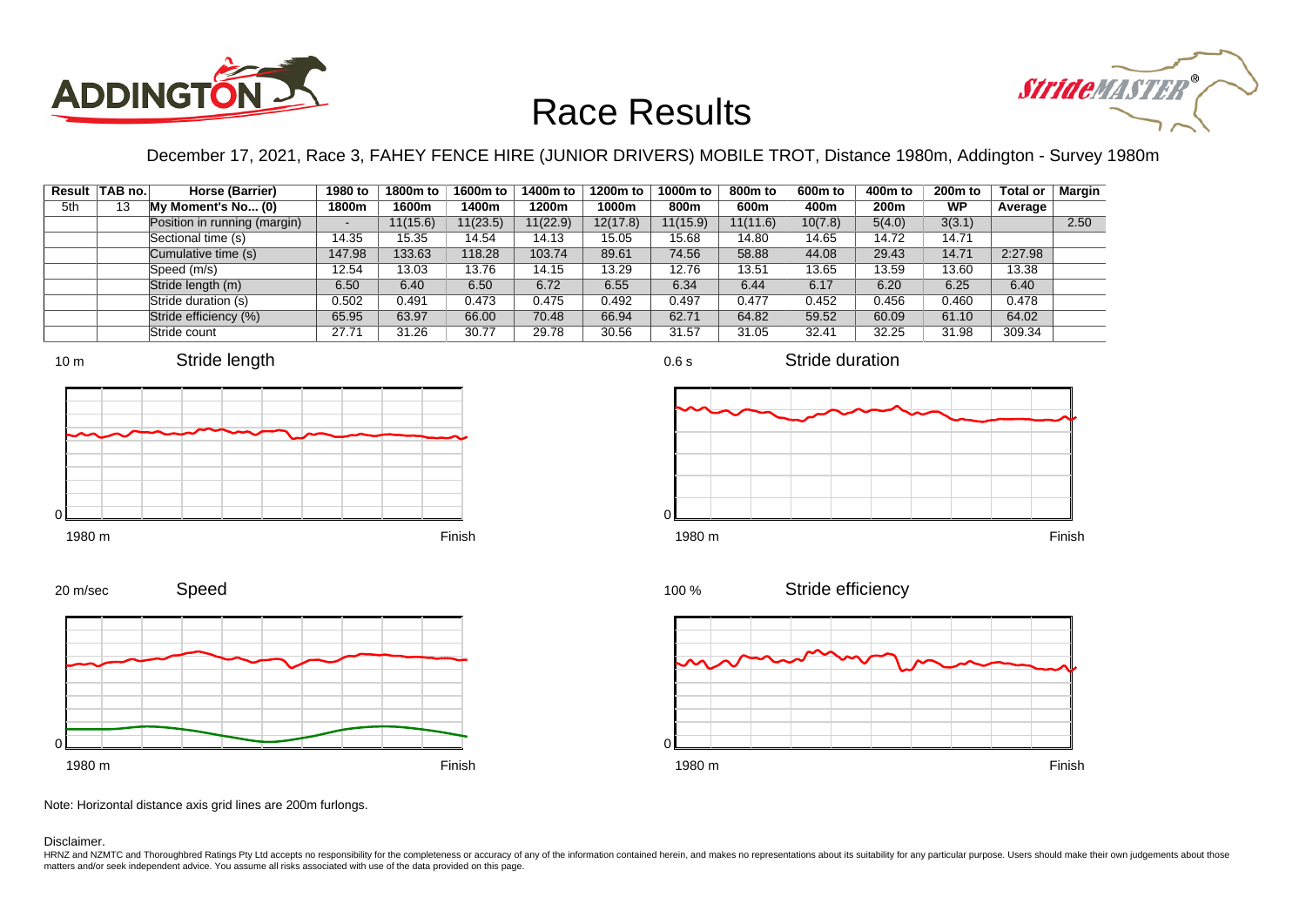# Race Results

December 17, 2021, Race 3, FAHEY FENCE HIRE (JUNIOR DRIVERS) MOBILE TROT, Distance 1980m, Addington - Survey 1980m

| Result | TAB no. | Horse (Barrier) | 1980 to 1800m | 1800m to 1600m | 1600m to 1400m | 1400m to 1200m | 1200m to 1000m | 1000m to 800m | 800m to 600m | 600m to 400m | 400m to 200m | 200m to WP | Total or Average | Margin |
|---|---|---|---|---|---|---|---|---|---|---|---|---|---|---|
| 5th | 13 | My Moment's No... (0) | | | | | | | | | | | | |
| | | Position in running (margin) | - | 11(15.6) | 11(23.5) | 11(22.9) | 12(17.8) | 11(15.9) | 11(11.6) | 10(7.8) | 5(4.0) | 3(3.1) | | 2.50 |
| | | Sectional time (s) | 14.35 | 15.35 | 14.54 | 14.13 | 15.05 | 15.68 | 14.80 | 14.65 | 14.72 | 14.71 | | |
| | | Cumulative time (s) | 147.98 | 133.63 | 118.28 | 103.74 | 89.61 | 74.56 | 58.88 | 44.08 | 29.43 | 14.71 | 2:27.98 | |
| | | Speed (m/s) | 12.54 | 13.03 | 13.76 | 14.15 | 13.29 | 12.76 | 13.51 | 13.65 | 13.59 | 13.60 | 13.38 | |
| | | Stride length (m) | 6.50 | 6.40 | 6.50 | 6.72 | 6.55 | 6.34 | 6.44 | 6.17 | 6.20 | 6.25 | 6.40 | |
| | | Stride duration (s) | 0.502 | 0.491 | 0.473 | 0.475 | 0.492 | 0.497 | 0.477 | 0.452 | 0.456 | 0.460 | 0.478 | |
| | | Stride efficiency (%) | 65.95 | 63.97 | 66.00 | 70.48 | 66.94 | 62.71 | 64.82 | 59.52 | 60.09 | 61.10 | 64.02 | |
| | | Stride count | 27.71 | 31.26 | 30.77 | 29.78 | 30.56 | 31.57 | 31.05 | 32.41 | 32.25 | 31.98 | 309.34 | |

Note: Horizontal distance axis grid lines are 200m furlongs.

Disclaimer.

HRNZ and NZMTC and Thoroughbred Ratings Pty Ltd accepts no responsibility for the completeness or accuracy of any of the information contained herein, and makes no representations about its suitability for any particular purpose. Users should make their own judgements about those matters and/or seek independent advice. You assume all risks associated with use of the data provided on this page.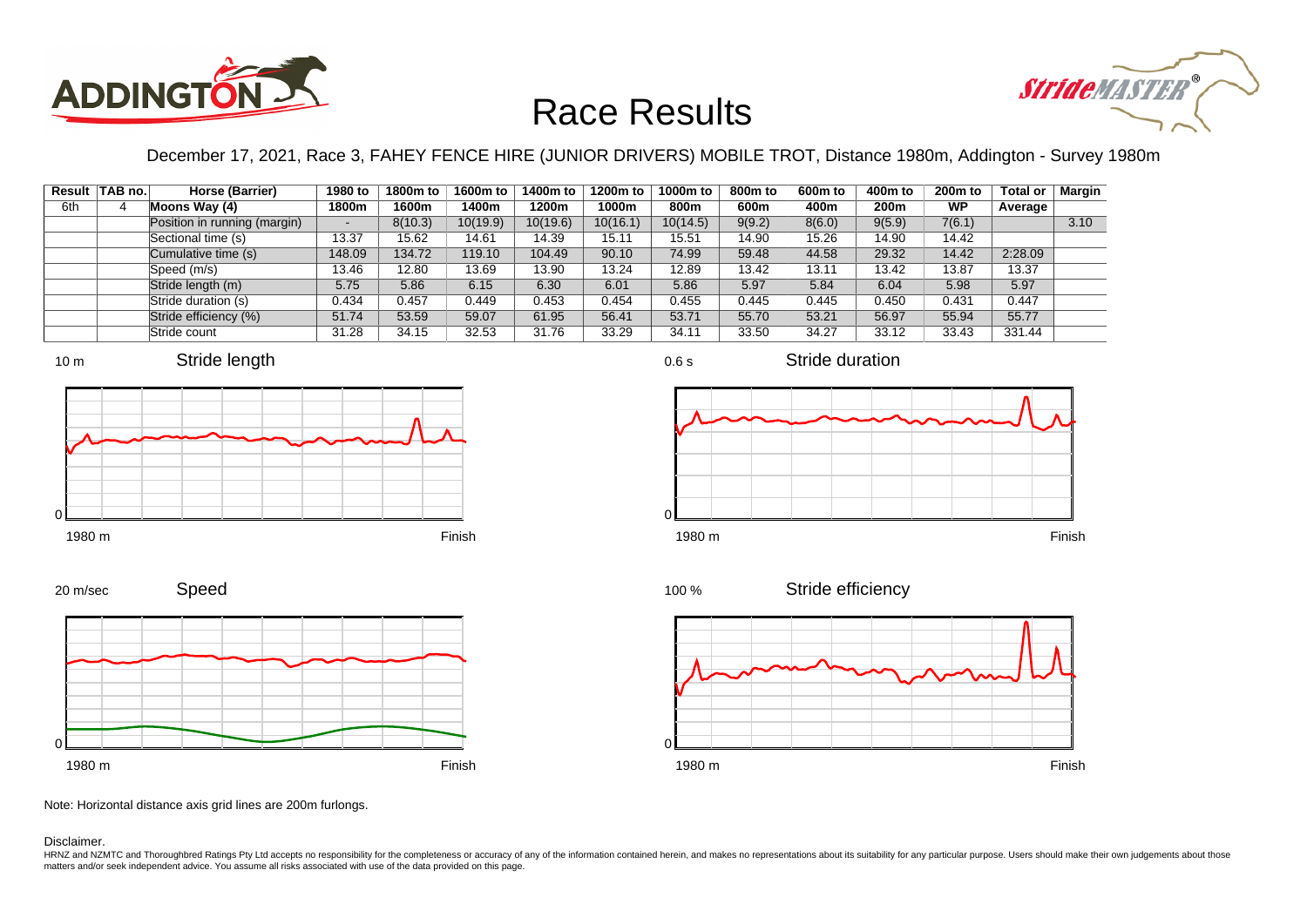# Race Results

December 17, 2021, Race 3, FAHEY FENCE HIRE (JUNIOR DRIVERS) MOBILE TROT, Distance 1980m, Addington - Survey 1980m

| Result | TAB no. | Horse (Barrier) | 1980 to 1800m | 1800m to 1600m | 1600m to 1400m | 1400m to 1200m | 1200m to 1000m | 1000m to 800m | 800m to 600m | 600m to 400m | 400m to 200m | 200m to WP | Total or Average | Margin |
|---|---|---|---|---|---|---|---|---|---|---|---|---|---|---|
| 6th | 4 | **Moons Way (4)** | | | | | | | | | | | | |
| | | Position in running (margin) | - | 8(10.3) | 10(19.9) | 10(19.6) | 10(16.1) | 10(14.5) | 9(9.2) | 8(6.0) | 9(5.9) | 7(6.1) | | 3.10 |
| | | Sectional time (s) | 13.37 | 15.62 | 14.61 | 14.39 | 15.11 | 15.51 | 14.90 | 15.26 | 14.90 | 14.42 | | |
| | | Cumulative time (s) | 148.09 | 134.72 | 119.10 | 104.49 | 90.10 | 74.99 | 59.48 | 44.58 | 29.32 | 14.42 | 2:28.09 | |
| | | Speed (m/s) | 13.46 | 12.80 | 13.69 | 13.90 | 13.24 | 12.89 | 13.42 | 13.11 | 13.42 | 13.87 | 13.37 | |
| | | Stride length (m) | 5.75 | 5.86 | 6.15 | 6.30 | 6.01 | 5.86 | 5.97 | 5.84 | 6.04 | 5.98 | 5.97 | |
| | | Stride duration (s) | 0.434 | 0.457 | 0.449 | 0.453 | 0.454 | 0.455 | 0.445 | 0.445 | 0.450 | 0.431 | 0.447 | |
| | | Stride efficiency (%) | 51.74 | 53.59 | 59.07 | 61.95 | 56.41 | 53.71 | 55.70 | 53.21 | 56.97 | 55.94 | 55.77 | |
| | | Stride count | 31.28 | 34.15 | 32.53 | 31.76 | 33.29 | 34.11 | 33.50 | 34.27 | 33.12 | 33.43 | 331.44 | |

Note: Horizontal distance axis grid lines are 200m furlongs.

Disclaimer.

HRNZ and NZMTC and Thoroughbred Ratings Pty Ltd accepts no responsibility for the completeness or accuracy of any of the information contained herein, and makes no representations about its suitability for any particular purpose. Users should make their own judgements about those matters and/or seek independent advice. You assume all risks associated with use of the data provided on this page.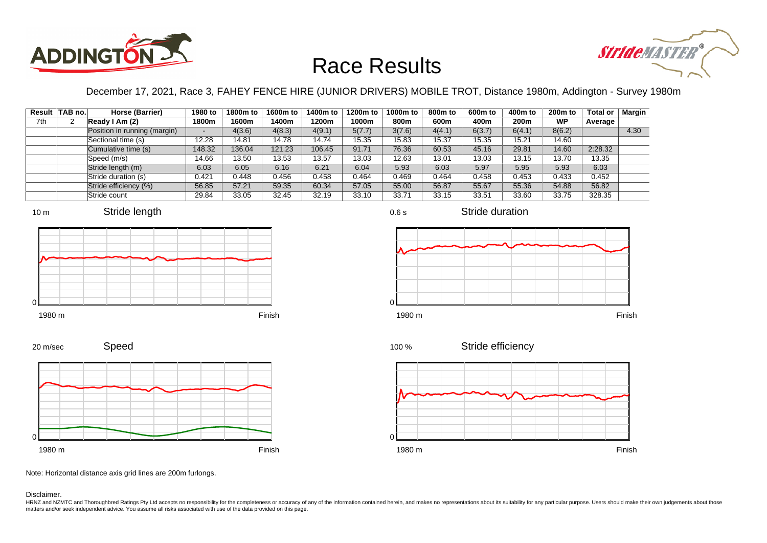# Race Results

December 17, 2021, Race 3, FAHEY FENCE HIRE (JUNIOR DRIVERS) MOBILE TROT, Distance 1980m, Addington - Survey 1980m

| Result | TAB no. | Horse (Barrier) | 1980 to 1800m | 1800m to 1600m | 1600m to 1400m | 1400m to 1200m | 1200m to 1000m | 1000m to 800m | 800m to 600m | 600m to 400m | 400m to 200m | 200m to WP | Total or Average | Margin |
|---|---|---|---|---|---|---|---|---|---|---|---|---|---|---|
| 7th | 2 | Ready I Am (2) | | | | | | | | | | | | |
| | | Position in running (margin) | - | 4(3.6) | 4(8.3) | 4(9.1) | 5(7.7) | 3(7.6) | 4(4.1) | 6(3.7) | 6(4.1) | 8(6.2) | | 4.30 |
| | | Sectional time (s) | 12.28 | 14.81 | 14.78 | 14.74 | 15.35 | 15.83 | 15.37 | 15.35 | 15.21 | 14.60 | | |
| | | Cumulative time (s) | 148.32 | 136.04 | 121.23 | 106.45 | 91.71 | 76.36 | 60.53 | 45.16 | 29.81 | 14.60 | 2:28.32 | |
| | | Speed (m/s) | 14.66 | 13.50 | 13.53 | 13.57 | 13.03 | 12.63 | 13.01 | 13.03 | 13.15 | 13.70 | 13.35 | |
| | | Stride length (m) | 6.03 | 6.05 | 6.16 | 6.21 | 6.04 | 5.93 | 6.03 | 5.97 | 5.95 | 5.93 | 6.03 | |
| | | Stride duration (s) | 0.421 | 0.448 | 0.456 | 0.458 | 0.464 | 0.469 | 0.464 | 0.458 | 0.453 | 0.433 | 0.452 | |
| | | Stride efficiency (%) | 56.85 | 57.21 | 59.35 | 60.34 | 57.05 | 55.00 | 56.87 | 55.67 | 55.36 | 54.88 | 56.82 | |
| | | Stride count | 29.84 | 33.05 | 32.45 | 32.19 | 33.10 | 33.71 | 33.15 | 33.51 | 33.60 | 33.75 | 328.35 | |

Stride length (10 m; 1980 m – Finish)

Stride duration (0.6 s; 1980 m – Finish)

Speed (20 m/sec; 1980 m – Finish)

Stride efficiency (100 %; 1980 m – Finish)

Note: Horizontal distance axis grid lines are 200m furlongs.

Disclaimer.

HRNZ and NZMTC and Thoroughbred Ratings Pty Ltd accepts no responsibility for the completeness or accuracy of any of the information contained herein, and makes no representations about its suitability for any particular purpose. Users should make their own judgements about those matters and/or seek independent advice. You assume all risks associated with use of the data provided on this page.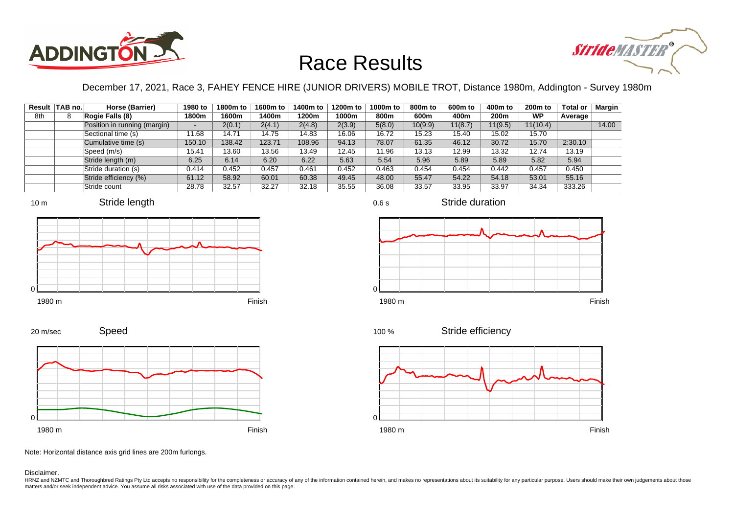# Race Results

December 17, 2021, Race 3, FAHEY FENCE HIRE (JUNIOR DRIVERS) MOBILE TROT, Distance 1980m, Addington - Survey 1980m

| Result | TAB no. | Horse (Barrier) | 1980 to 1800m | 1800m to 1600m | 1600m to 1400m | 1400m to 1200m | 1200m to 1000m | 1000m to 800m | 800m to 600m | 600m to 400m | 400m to 200m | 200m to WP | Total or Average | Margin |
|---|---|---|---|---|---|---|---|---|---|---|---|---|---|---|
| 8th | 8 | **Rogie Falls (8)** | | | | | | | | | | | | |
| | | Position in running (margin) | - | 2(0.1) | 2(4.1) | 2(4.8) | 2(3.9) | 5(8.0) | 10(9.9) | 11(8.7) | 11(9.5) | 11(10.4) | | 14.00 |
| | | Sectional time (s) | 11.68 | 14.71 | 14.75 | 14.83 | 16.06 | 16.72 | 15.23 | 15.40 | 15.02 | 15.70 | | |
| | | Cumulative time (s) | 150.10 | 138.42 | 123.71 | 108.96 | 94.13 | 78.07 | 61.35 | 46.12 | 30.72 | 15.70 | 2:30.10 | |
| | | Speed (m/s) | 15.41 | 13.60 | 13.56 | 13.49 | 12.45 | 11.96 | 13.13 | 12.99 | 13.32 | 12.74 | 13.19 | |
| | | Stride length (m) | 6.25 | 6.14 | 6.20 | 6.22 | 5.63 | 5.54 | 5.96 | 5.89 | 5.89 | 5.82 | 5.94 | |
| | | Stride duration (s) | 0.414 | 0.452 | 0.457 | 0.461 | 0.452 | 0.463 | 0.454 | 0.454 | 0.442 | 0.457 | 0.450 | |
| | | Stride efficiency (%) | 61.12 | 58.92 | 60.01 | 60.38 | 49.45 | 48.00 | 55.47 | 54.22 | 54.18 | 53.01 | 55.16 | |
| | | Stride count | 28.78 | 32.57 | 32.27 | 32.18 | 35.55 | 36.08 | 33.57 | 33.95 | 33.97 | 34.34 | 333.26 | |

Note: Horizontal distance axis grid lines are 200m furlongs.

Disclaimer.

HRNZ and NZMTC and Thoroughbred Ratings Pty Ltd accepts no responsibility for the completeness or accuracy of any of the information contained herein, and makes no representations about its suitability for any particular purpose. Users should make their own judgements about those matters and/or seek independent advice. You assume all risks associated with use of the data provided on this page.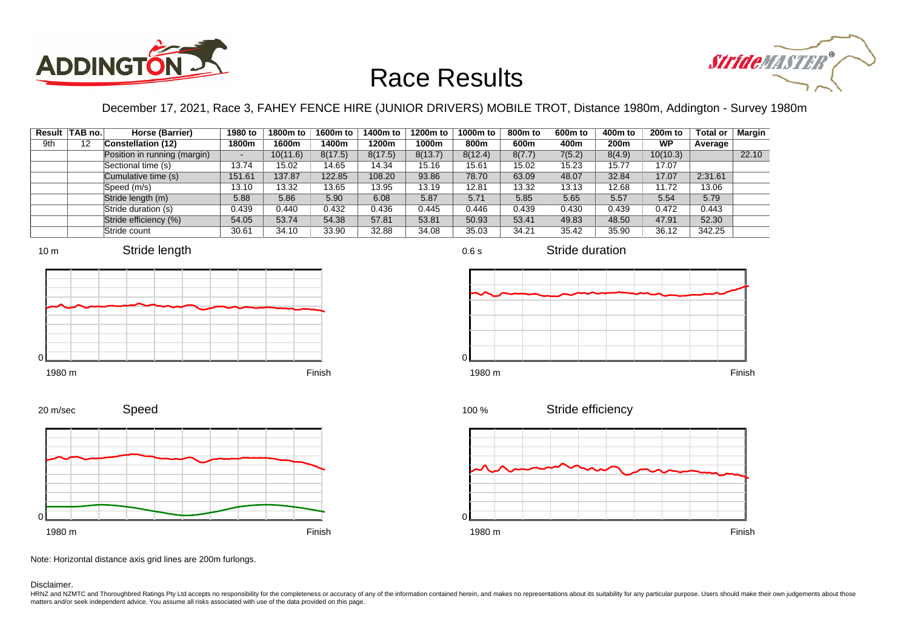# Race Results

December 17, 2021, Race 3, FAHEY FENCE HIRE (JUNIOR DRIVERS) MOBILE TROT, Distance 1980m, Addington - Survey 1980m

| Result | TAB no. | Horse (Barrier) | 1980 to 1800m | 1800m to 1600m | 1600m to 1400m | 1400m to 1200m | 1200m to 1000m | 1000m to 800m | 800m to 600m | 600m to 400m | 400m to 200m | 200m to WP | Total or Average | Margin |
|---|---|---|---|---|---|---|---|---|---|---|---|---|---|---|
| 9th | 12 | **Constellation (12)** | | | | | | | | | | | | |
| | | Position in running (margin) | - | 10(11.6) | 8(17.5) | 8(17.5) | 8(13.7) | 8(12.4) | 8(7.7) | 7(5.2) | 8(4.9) | 10(10.3) | | 22.10 |
| | | Sectional time (s) | 13.74 | 15.02 | 14.65 | 14.34 | 15.16 | 15.61 | 15.02 | 15.23 | 15.77 | 17.07 | | |
| | | Cumulative time (s) | 151.61 | 137.87 | 122.85 | 108.20 | 93.86 | 78.70 | 63.09 | 48.07 | 32.84 | 17.07 | 2:31.61 | |
| | | Speed (m/s) | 13.10 | 13.32 | 13.65 | 13.95 | 13.19 | 12.81 | 13.32 | 13.13 | 12.68 | 11.72 | 13.06 | |
| | | Stride length (m) | 5.88 | 5.86 | 5.90 | 6.08 | 5.87 | 5.71 | 5.85 | 5.65 | 5.57 | 5.54 | 5.79 | |
| | | Stride duration (s) | 0.439 | 0.440 | 0.432 | 0.436 | 0.445 | 0.446 | 0.439 | 0.430 | 0.439 | 0.472 | 0.443 | |
| | | Stride efficiency (%) | 54.05 | 53.74 | 54.38 | 57.81 | 53.81 | 50.93 | 53.41 | 49.83 | 48.50 | 47.91 | 52.30 | |
| | | Stride count | 30.61 | 34.10 | 33.90 | 32.88 | 34.08 | 35.03 | 34.21 | 35.42 | 35.90 | 36.12 | 342.25 | |

Note: Horizontal distance axis grid lines are 200m furlongs.

Disclaimer.

HRNZ and NZMTC and Thoroughbred Ratings Pty Ltd accepts no responsibility for the completeness or accuracy of any of the information contained herein, and makes no representations about its suitability for any particular purpose. Users should make their own judgements about those matters and/or seek independent advice. You assume all risks associated with use of the data provided on this page.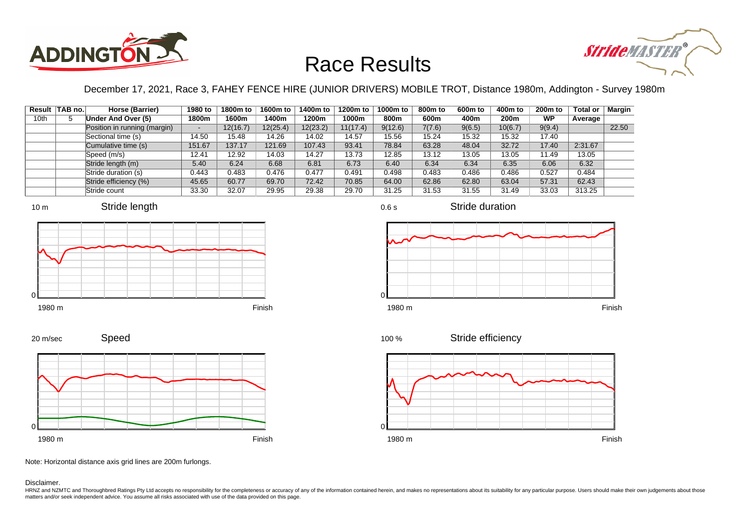# Race Results

December 17, 2021, Race 3, FAHEY FENCE HIRE (JUNIOR DRIVERS) MOBILE TROT, Distance 1980m, Addington - Survey 1980m

| Result | TAB no. | Horse (Barrier) | 1980 to 1800m | 1800m to 1600m | 1600m to 1400m | 1400m to 1200m | 1200m to 1000m | 1000m to 800m | 800m to 600m | 600m to 400m | 400m to 200m | 200m to WP | Total or Average | Margin |
|---|---|---|---|---|---|---|---|---|---|---|---|---|---|---|
| 10th | 5 | Under And Over (5) | | | | | | | | | | | | |
| | | Position in running (margin) | - | 12(16.7) | 12(25.4) | 12(23.2) | 11(17.4) | 9(12.6) | 7(7.6) | 9(6.5) | 10(6.7) | 9(9.4) | | 22.50 |
| | | Sectional time (s) | 14.50 | 15.48 | 14.26 | 14.02 | 14.57 | 15.56 | 15.24 | 15.32 | 15.32 | 17.40 | | |
| | | Cumulative time (s) | 151.67 | 137.17 | 121.69 | 107.43 | 93.41 | 78.84 | 63.28 | 48.04 | 32.72 | 17.40 | 2:31.67 | |
| | | Speed (m/s) | 12.41 | 12.92 | 14.03 | 14.27 | 13.73 | 12.85 | 13.12 | 13.05 | 13.05 | 11.49 | 13.05 | |
| | | Stride length (m) | 5.40 | 6.24 | 6.68 | 6.81 | 6.73 | 6.40 | 6.34 | 6.34 | 6.35 | 6.06 | 6.32 | |
| | | Stride duration (s) | 0.443 | 0.483 | 0.476 | 0.477 | 0.491 | 0.498 | 0.483 | 0.486 | 0.486 | 0.527 | 0.484 | |
| | | Stride efficiency (%) | 45.65 | 60.77 | 69.70 | 72.42 | 70.85 | 64.00 | 62.86 | 62.80 | 63.04 | 57.31 | 62.43 | |
| | | Stride count | 33.30 | 32.07 | 29.95 | 29.38 | 29.70 | 31.25 | 31.53 | 31.55 | 31.49 | 33.03 | 313.25 | |

Note: Horizontal distance axis grid lines are 200m furlongs.

Disclaimer.

HRNZ and NZMTC and Thoroughbred Ratings Pty Ltd accepts no responsibility for the completeness or accuracy of any of the information contained herein, and makes no representations about its suitability for any particular purpose. Users should make their own judgements about those matters and/or seek independent advice. You assume all risks associated with use of the data provided on this page.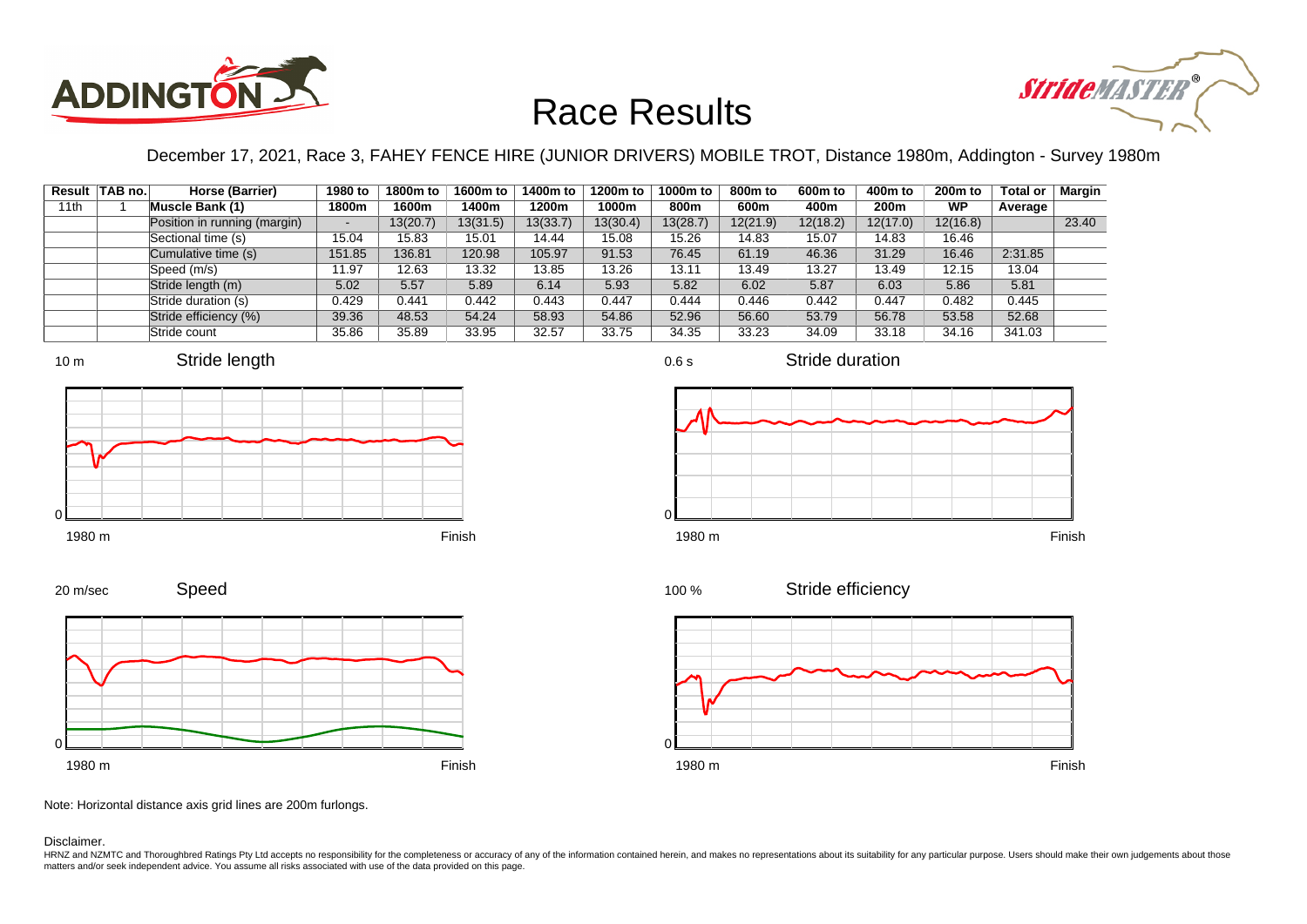# Race Results

December 17, 2021, Race 3, FAHEY FENCE HIRE (JUNIOR DRIVERS) MOBILE TROT, Distance 1980m, Addington - Survey 1980m

| Result | TAB no. | Horse (Barrier) | 1980 to 1800m | 1800m to 1600m | 1600m to 1400m | 1400m to 1200m | 1200m to 1000m | 1000m to 800m | 800m to 600m | 600m to 400m | 400m to 200m | 200m to WP | Total or Average | Margin |
|---|---|---|---|---|---|---|---|---|---|---|---|---|---|---|
| 11th | 1 | **Muscle Bank (1)** | | | | | | | | | | | | |
| | | Position in running (margin) | - | 13(20.7) | 13(31.5) | 13(33.7) | 13(30.4) | 13(28.7) | 12(21.9) | 12(18.2) | 12(17.0) | 12(16.8) | | 23.40 |
| | | Sectional time (s) | 15.04 | 15.83 | 15.01 | 14.44 | 15.08 | 15.26 | 14.83 | 15.07 | 14.83 | 16.46 | | |
| | | Cumulative time (s) | 151.85 | 136.81 | 120.98 | 105.97 | 91.53 | 76.45 | 61.19 | 46.36 | 31.29 | 16.46 | 2:31.85 | |
| | | Speed (m/s) | 11.97 | 12.63 | 13.32 | 13.85 | 13.26 | 13.11 | 13.49 | 13.27 | 13.49 | 12.15 | 13.04 | |
| | | Stride length (m) | 5.02 | 5.57 | 5.89 | 6.14 | 5.93 | 5.82 | 6.02 | 5.87 | 6.03 | 5.86 | 5.81 | |
| | | Stride duration (s) | 0.429 | 0.441 | 0.442 | 0.443 | 0.447 | 0.444 | 0.446 | 0.442 | 0.447 | 0.482 | 0.445 | |
| | | Stride efficiency (%) | 39.36 | 48.53 | 54.24 | 58.93 | 54.86 | 52.96 | 56.60 | 53.79 | 56.78 | 53.58 | 52.68 | |
| | | Stride count | 35.86 | 35.89 | 33.95 | 32.57 | 33.75 | 34.35 | 33.23 | 34.09 | 33.18 | 34.16 | 341.03 | |

Stride length (10 m; 1980 m – Finish)

Stride duration (0.6 s; 1980 m – Finish)

Speed (20 m/sec; 1980 m – Finish)

Stride efficiency (100 %; 1980 m – Finish)

Note: Horizontal distance axis grid lines are 200m furlongs.

Disclaimer.

HRNZ and NZMTC and Thoroughbred Ratings Pty Ltd accepts no responsibility for the completeness or accuracy of any of the information contained herein, and makes no representations about its suitability for any particular purpose. Users should make their own judgements about those matters and/or seek independent advice. You assume all risks associated with use of the data provided on this page.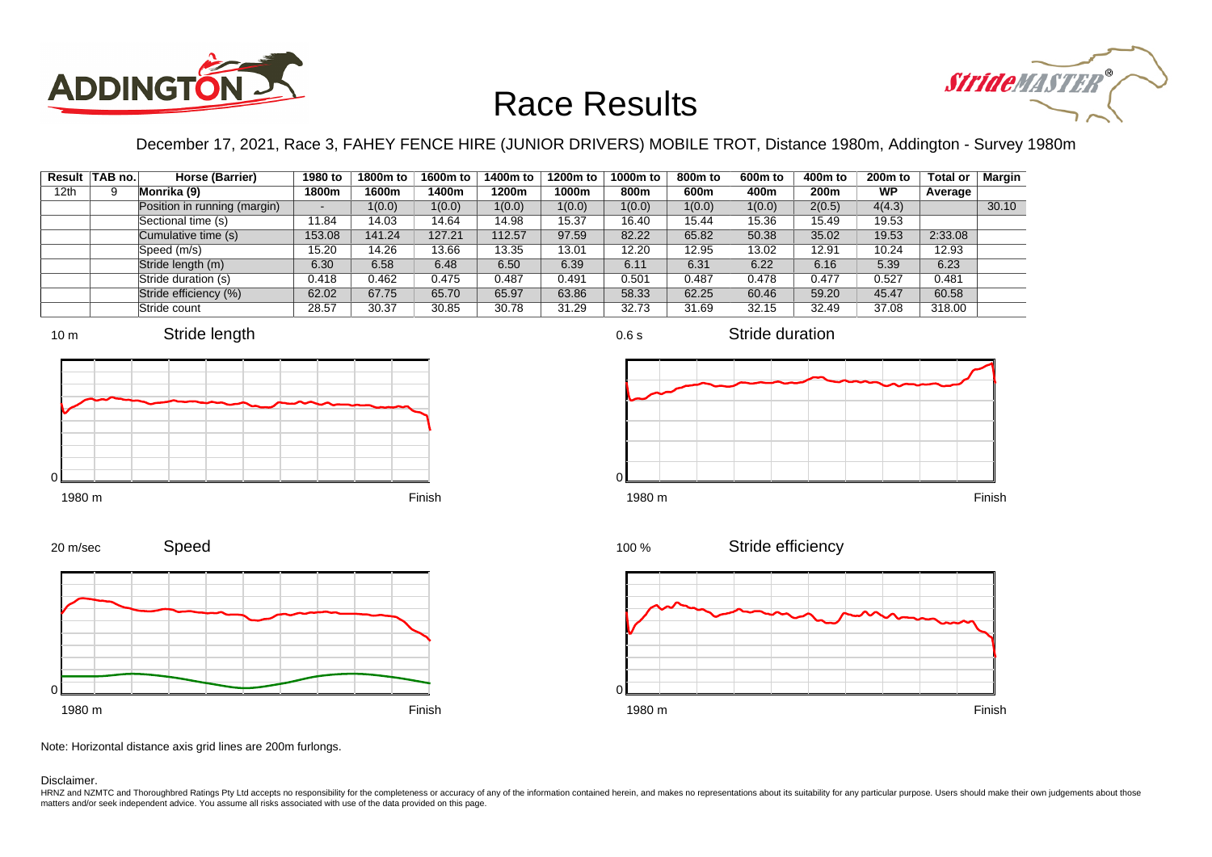# Race Results

December 17, 2021, Race 3, FAHEY FENCE HIRE (JUNIOR DRIVERS) MOBILE TROT, Distance 1980m, Addington - Survey 1980m

| Result | TAB no. | Horse (Barrier) | 1980 to 1800m | 1800m to 1600m | 1600m to 1400m | 1400m to 1200m | 1200m to 1000m | 1000m to 800m | 800m to 600m | 600m to 400m | 400m to 200m | 200m to WP | Total or Average | Margin |
|---|---|---|---|---|---|---|---|---|---|---|---|---|---|---|
| 12th | 9 | Monrika (9) | | | | | | | | | | | | |
| | | Position in running (margin) | - | 1(0.0) | 1(0.0) | 1(0.0) | 1(0.0) | 1(0.0) | 1(0.0) | 1(0.0) | 2(0.5) | 4(4.3) | | 30.10 |
| | | Sectional time (s) | 11.84 | 14.03 | 14.64 | 14.98 | 15.37 | 16.40 | 15.44 | 15.36 | 15.49 | 19.53 | | |
| | | Cumulative time (s) | 153.08 | 141.24 | 127.21 | 112.57 | 97.59 | 82.22 | 65.82 | 50.38 | 35.02 | 19.53 | 2:33.08 | |
| | | Speed (m/s) | 15.20 | 14.26 | 13.66 | 13.35 | 13.01 | 12.20 | 12.95 | 13.02 | 12.91 | 10.24 | 12.93 | |
| | | Stride length (m) | 6.30 | 6.58 | 6.48 | 6.50 | 6.39 | 6.11 | 6.31 | 6.22 | 6.16 | 5.39 | 6.23 | |
| | | Stride duration (s) | 0.418 | 0.462 | 0.475 | 0.487 | 0.491 | 0.501 | 0.487 | 0.478 | 0.477 | 0.527 | 0.481 | |
| | | Stride efficiency (%) | 62.02 | 67.75 | 65.70 | 65.97 | 63.86 | 58.33 | 62.25 | 60.46 | 59.20 | 45.47 | 60.58 | |
| | | Stride count | 28.57 | 30.37 | 30.85 | 30.78 | 31.29 | 32.73 | 31.69 | 32.15 | 32.49 | 37.08 | 318.00 | |

Note: Horizontal distance axis grid lines are 200m furlongs.

Disclaimer.

HRNZ and NZMTC and Thoroughbred Ratings Pty Ltd accepts no responsibility for the completeness or accuracy of any of the information contained herein, and makes no representations about its suitability for any particular purpose. Users should make their own judgements about those matters and/or seek independent advice. You assume all risks associated with use of the data provided on this page.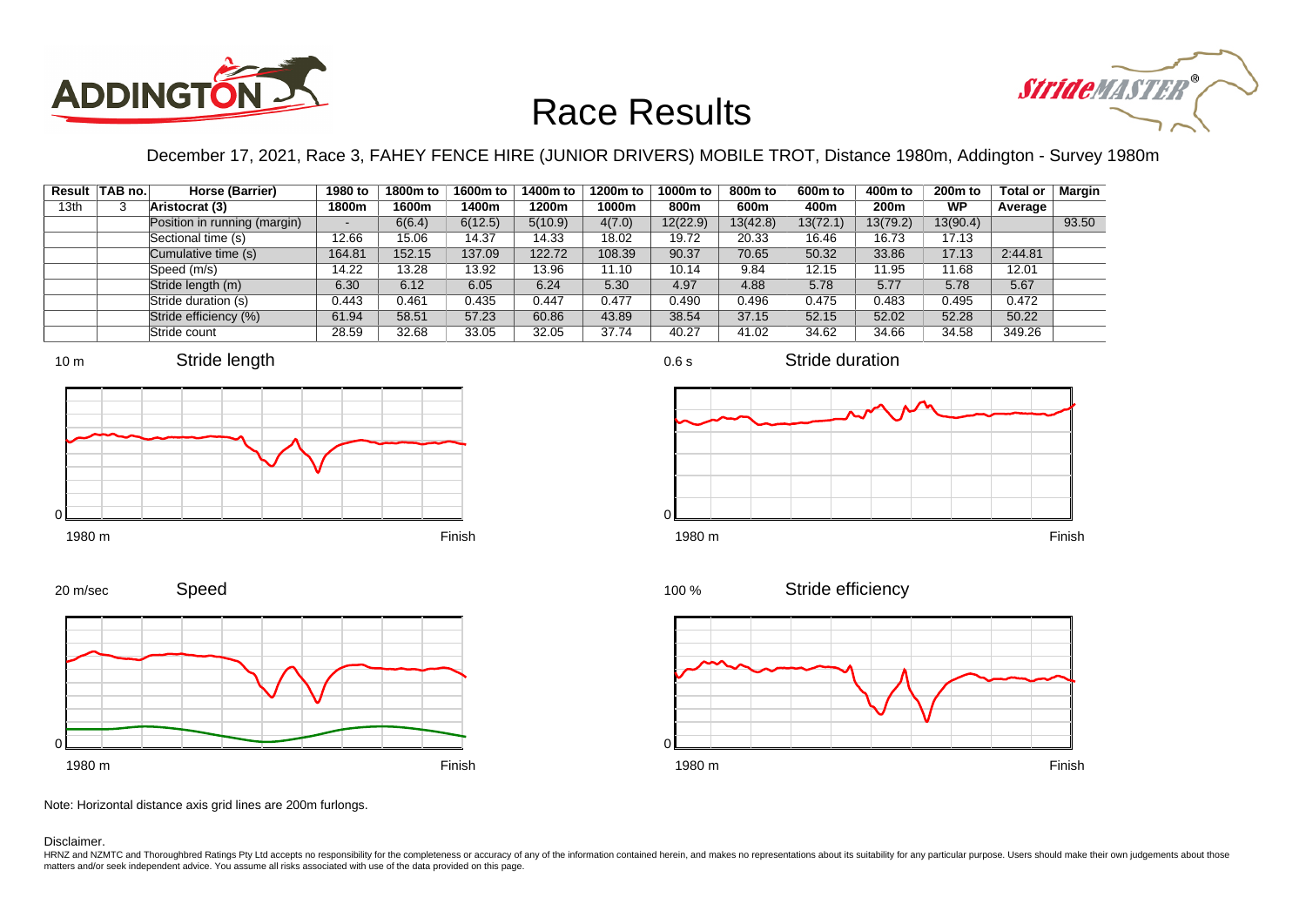# Race Results

December 17, 2021, Race 3, FAHEY FENCE HIRE (JUNIOR DRIVERS) MOBILE TROT, Distance 1980m, Addington - Survey 1980m

| Result | TAB no. | Horse (Barrier) | 1980 to 1800m | 1800m to 1600m | 1600m to 1400m | 1400m to 1200m | 1200m to 1000m | 1000m to 800m | 800m to 600m | 600m to 400m | 400m to 200m | 200m to WP | Total or Average | Margin |
|---|---|---|---|---|---|---|---|---|---|---|---|---|---|---|
| 13th | 3 | Aristocrat (3) | | | | | | | | | | | | |
| | | Position in running (margin) | - | 6(6.4) | 6(12.5) | 5(10.9) | 4(7.0) | 12(22.9) | 13(42.8) | 13(72.1) | 13(79.2) | 13(90.4) | | 93.50 |
| | | Sectional time (s) | 12.66 | 15.06 | 14.37 | 14.33 | 18.02 | 19.72 | 20.33 | 16.46 | 16.73 | 17.13 | | |
| | | Cumulative time (s) | 164.81 | 152.15 | 137.09 | 122.72 | 108.39 | 90.37 | 70.65 | 50.32 | 33.86 | 17.13 | 2:44.81 | |
| | | Speed (m/s) | 14.22 | 13.28 | 13.92 | 13.96 | 11.10 | 10.14 | 9.84 | 12.15 | 11.95 | 11.68 | 12.01 | |
| | | Stride length (m) | 6.30 | 6.12 | 6.05 | 6.24 | 5.30 | 4.97 | 4.88 | 5.78 | 5.77 | 5.78 | 5.67 | |
| | | Stride duration (s) | 0.443 | 0.461 | 0.435 | 0.447 | 0.477 | 0.490 | 0.496 | 0.475 | 0.483 | 0.495 | 0.472 | |
| | | Stride efficiency (%) | 61.94 | 58.51 | 57.23 | 60.86 | 43.89 | 38.54 | 37.15 | 52.15 | 52.02 | 52.28 | 50.22 | |
| | | Stride count | 28.59 | 32.68 | 33.05 | 32.05 | 37.74 | 40.27 | 41.02 | 34.62 | 34.66 | 34.58 | 349.26 | |

Stride length

10 m

0

1980 m

Finish

Stride duration

0.6 s

0

1980 m

Finish

Speed

20 m/sec

0

1980 m

Finish

Stride efficiency

100 %

0

1980 m

Finish

Note: Horizontal distance axis grid lines are 200m furlongs.

Disclaimer.

HRNZ and NZMTC and Thoroughbred Ratings Pty Ltd accepts no responsibility for the completeness or accuracy of any of the information contained herein, and makes no representations about its suitability for any particular purpose. Users should make their own judgements about those matters and/or seek independent advice. You assume all risks associated with use of the data provided on this page.